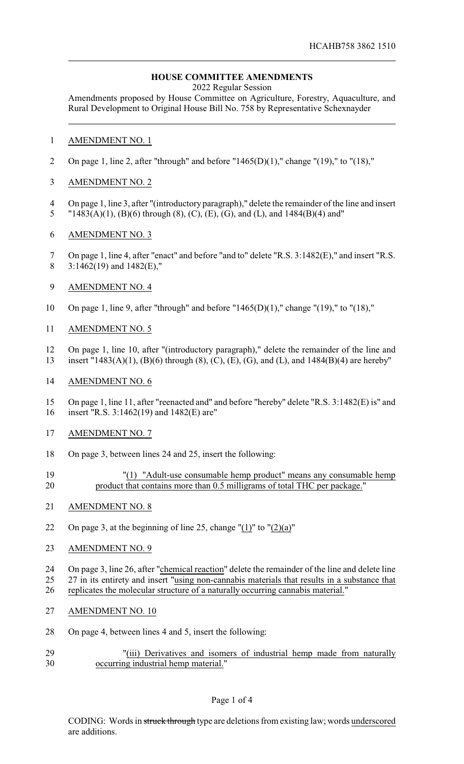HCAHB758 3862 1510

# HOUSE COMMITTEE AMENDMENTS

2022 Regular Session

Amendments proposed by House Committee on Agriculture, Forestry, Aquaculture, and Rural Development to Original House Bill No. 758 by Representative Schexnayder

AMENDMENT NO. 1

On page 1, line 2, after "through" and before "1465(D)(1)," change "(19)," to "(18),"

AMENDMENT NO. 2

On page 1, line 3, after "(introductory paragraph)," delete the remainder of the line and insert "1483(A)(1), (B)(6) through (8), (C), (E), (G), and (L), and 1484(B)(4) and"

AMENDMENT NO. 3

On page 1, line 4, after "enact" and before "and to" delete "R.S. 3:1482(E)," and insert "R.S. 3:1462(19) and 1482(E),"

AMENDMENT NO. 4

On page 1, line 9, after "through" and before "1465(D)(1)," change "(19)," to "(18),"

AMENDMENT NO. 5

On page 1, line 10, after "(introductory paragraph)," delete the remainder of the line and insert "1483(A)(1), (B)(6) through (8), (C), (E), (G), and (L), and 1484(B)(4) are hereby"

AMENDMENT NO. 6

On page 1, line 11, after "reenacted and" and before "hereby" delete "R.S. 3:1482(E) is" and insert "R.S. 3:1462(19) and 1482(E) are"

AMENDMENT NO. 7

On page 3, between lines 24 and 25, insert the following:

"(1) "Adult-use consumable hemp product" means any consumable hemp product that contains more than 0.5 milligrams of total THC per package."

AMENDMENT NO. 8

On page 3, at the beginning of line 25, change "(1)" to "(2)(a)"

AMENDMENT NO. 9

On page 3, line 26, after "chemical reaction" delete the remainder of the line and delete line 27 in its entirety and insert "using non-cannabis materials that results in a substance that replicates the molecular structure of a naturally occurring cannabis material."

AMENDMENT NO. 10

On page 4, between lines 4 and 5, insert the following:

"(iii) Derivatives and isomers of industrial hemp made from naturally occurring industrial hemp material."

CODING: Words in struck through type are deletions from existing law; words underscored are additions.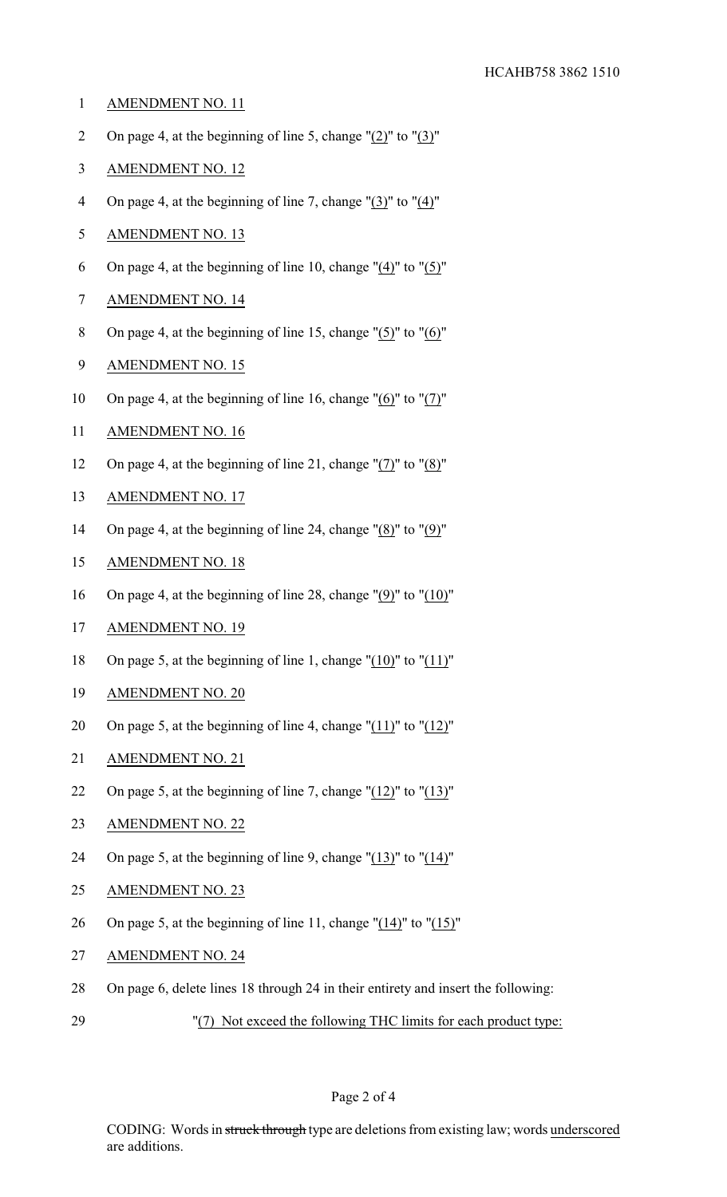AMENDMENT NO. 11

On page 4, at the beginning of line 5, change "(2)" to "(3)"

AMENDMENT NO. 12

On page 4, at the beginning of line 7, change "(3)" to "(4)"

AMENDMENT NO. 13

On page 4, at the beginning of line 10, change "(4)" to "(5)"

AMENDMENT NO. 14

On page 4, at the beginning of line 15, change "(5)" to "(6)"

AMENDMENT NO. 15

On page 4, at the beginning of line 16, change "(6)" to "(7)"

AMENDMENT NO. 16

On page 4, at the beginning of line 21, change "(7)" to "(8)"

AMENDMENT NO. 17

On page 4, at the beginning of line 24, change "(8)" to "(9)"

AMENDMENT NO. 18

On page 4, at the beginning of line 28, change "(9)" to "(10)"

AMENDMENT NO. 19

On page 5, at the beginning of line 1, change "(10)" to "(11)"

AMENDMENT NO. 20

On page 5, at the beginning of line 4, change "(11)" to "(12)"

AMENDMENT NO. 21

On page 5, at the beginning of line 7, change "(12)" to "(13)"

AMENDMENT NO. 22

On page 5, at the beginning of line 9, change "(13)" to "(14)"

AMENDMENT NO. 23

On page 5, at the beginning of line 11, change "(14)" to "(15)"

AMENDMENT NO. 24

On page 6, delete lines 18 through 24 in their entirety and insert the following:

"(7) Not exceed the following THC limits for each product type: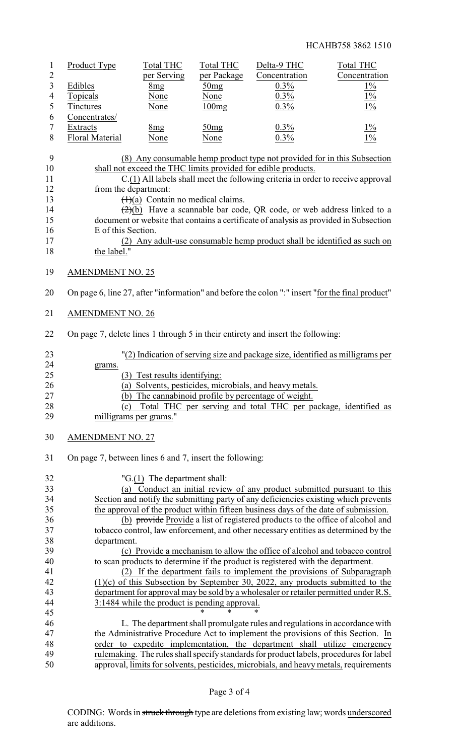| Product Type | Total THC per Serving | Total THC per Package | Delta-9 THC Concentration | Total THC Concentration |
|---|---|---|---|---|
| Edibles | 8mg | 50mg | 0.3% | 1% |
| Topicals | None | None | 0.3% | 1% |
| Tinctures | None | 100mg | 0.3% | 1% |
| Concentrates/ Extracts | 8mg | 50mg | 0.3% | 1% |
| Floral Material | None | None | 0.3% | 1% |

(8) Any consumable hemp product type not provided for in this Subsection shall not exceed the THC limits provided for edible products.

C.(1) All labels shall meet the following criteria in order to receive approval from the department:

~~(1)~~(a) Contain no medical claims.

~~(2)~~(b) Have a scannable bar code, QR code, or web address linked to a document or website that contains a certificate of analysis as provided in Subsection E of this Section.

(2) Any adult-use consumable hemp product shall be identified as such on the label."

AMENDMENT NO. 25

On page 6, line 27, after "information" and before the colon ":" insert "for the final product"

AMENDMENT NO. 26

On page 7, delete lines 1 through 5 in their entirety and insert the following:

"(2) Indication of serving size and package size, identified as milligrams per grams.

(3) Test results identifying:

(a) Solvents, pesticides, microbials, and heavy metals.

(b) The cannabinoid profile by percentage of weight.

(c) Total THC per serving and total THC per package, identified as milligrams per grams."

AMENDMENT NO. 27

On page 7, between lines 6 and 7, insert the following:

"G.(1) The department shall:

(a) Conduct an initial review of any product submitted pursuant to this Section and notify the submitting party of any deficiencies existing which prevents the approval of the product within fifteen business days of the date of submission.

(b) ~~provide~~ Provide a list of registered products to the office of alcohol and tobacco control, law enforcement, and other necessary entities as determined by the department.

(c) Provide a mechanism to allow the office of alcohol and tobacco control to scan products to determine if the product is registered with the department.

(2) If the department fails to implement the provisions of Subparagraph (1)(c) of this Subsection by September 30, 2022, any products submitted to the department for approval may be sold by a wholesaler or retailer permitted under R.S. 3:1484 while the product is pending approval.

\* \* \*

L. The department shall promulgate rules and regulations in accordance with the Administrative Procedure Act to implement the provisions of this Section. In order to expedite implementation, the department shall utilize emergency rulemaking. The rules shall specify standards for product labels, procedures for label approval, limits for solvents, pesticides, microbials, and heavy metals, requirements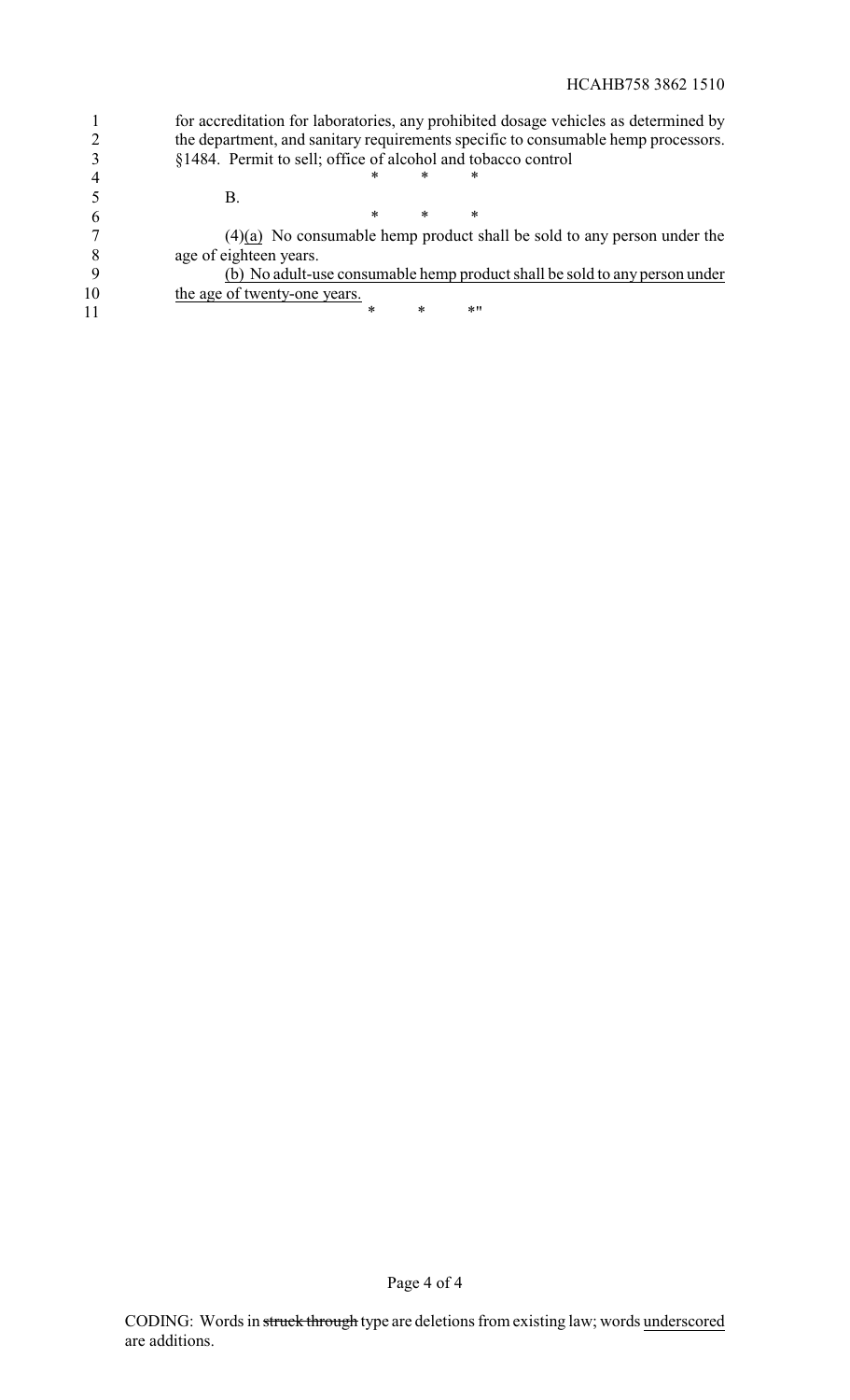for accreditation for laboratories, any prohibited dosage vehicles as determined by the department, and sanitary requirements specific to consumable hemp processors.

§1484. Permit to sell; office of alcohol and tobacco control

\* \* \*

B.

\* \* \*

(4)<u>(a)</u> No consumable hemp product shall be sold to any person under the age of eighteen years.

<u>(b) No adult-use consumable hemp product shall be sold to any person under the age of twenty-one years.</u>

\* \* \*"

CODING: Words in ~~struck through~~ type are deletions from existing law; words <u>underscored</u> are additions.